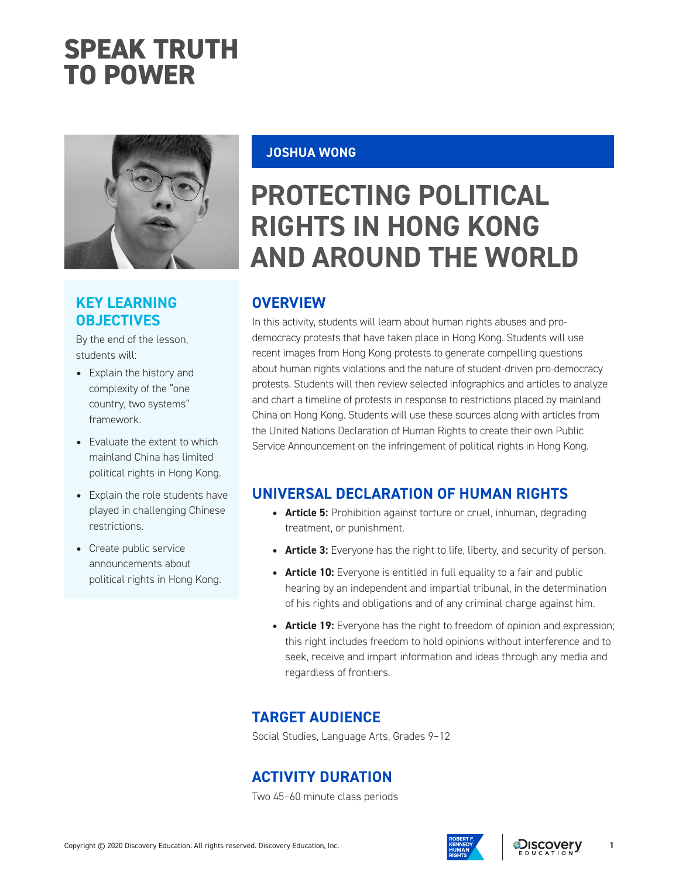# SPEAK TRUTH TO POWER

**JOSHUA WONG**

# PROTECTING POLITICAL RIGHTS IN HONG KONG AND AROUND THE WORLD

## KEY LEARNING OBJECTIVES

By the end of the lesson, students will:

- Explain the history and complexity of the "one country, two systems" framework.
- Evaluate the extent to which mainland China has limited political rights in Hong Kong.
- Explain the role students have played in challenging Chinese restrictions.
- Create public service announcements about political rights in Hong Kong.

## OVERVIEW

In this activity, students will learn about human rights abuses and pro-democracy protests that have taken place in Hong Kong. Students will use recent images from Hong Kong protests to generate compelling questions about human rights violations and the nature of student-driven pro-democracy protests. Students will then review selected infographics and articles to analyze and chart a timeline of protests in response to restrictions placed by mainland China on Hong Kong. Students will use these sources along with articles from the United Nations Declaration of Human Rights to create their own Public Service Announcement on the infringement of political rights in Hong Kong.

## UNIVERSAL DECLARATION OF HUMAN RIGHTS

- **Article 5:** Prohibition against torture or cruel, inhuman, degrading treatment, or punishment.
- **Article 3:** Everyone has the right to life, liberty, and security of person.
- **Article 10:** Everyone is entitled in full equality to a fair and public hearing by an independent and impartial tribunal, in the determination of his rights and obligations and of any criminal charge against him.
- **Article 19:** Everyone has the right to freedom of opinion and expression; this right includes freedom to hold opinions without interference and to seek, receive and impart information and ideas through any media and regardless of frontiers.

## TARGET AUDIENCE

Social Studies, Language Arts, Grades 9–12

## ACTIVITY DURATION

Two 45–60 minute class periods

Copyright © 2020 Discovery Education. All rights reserved. Discovery Education, Inc.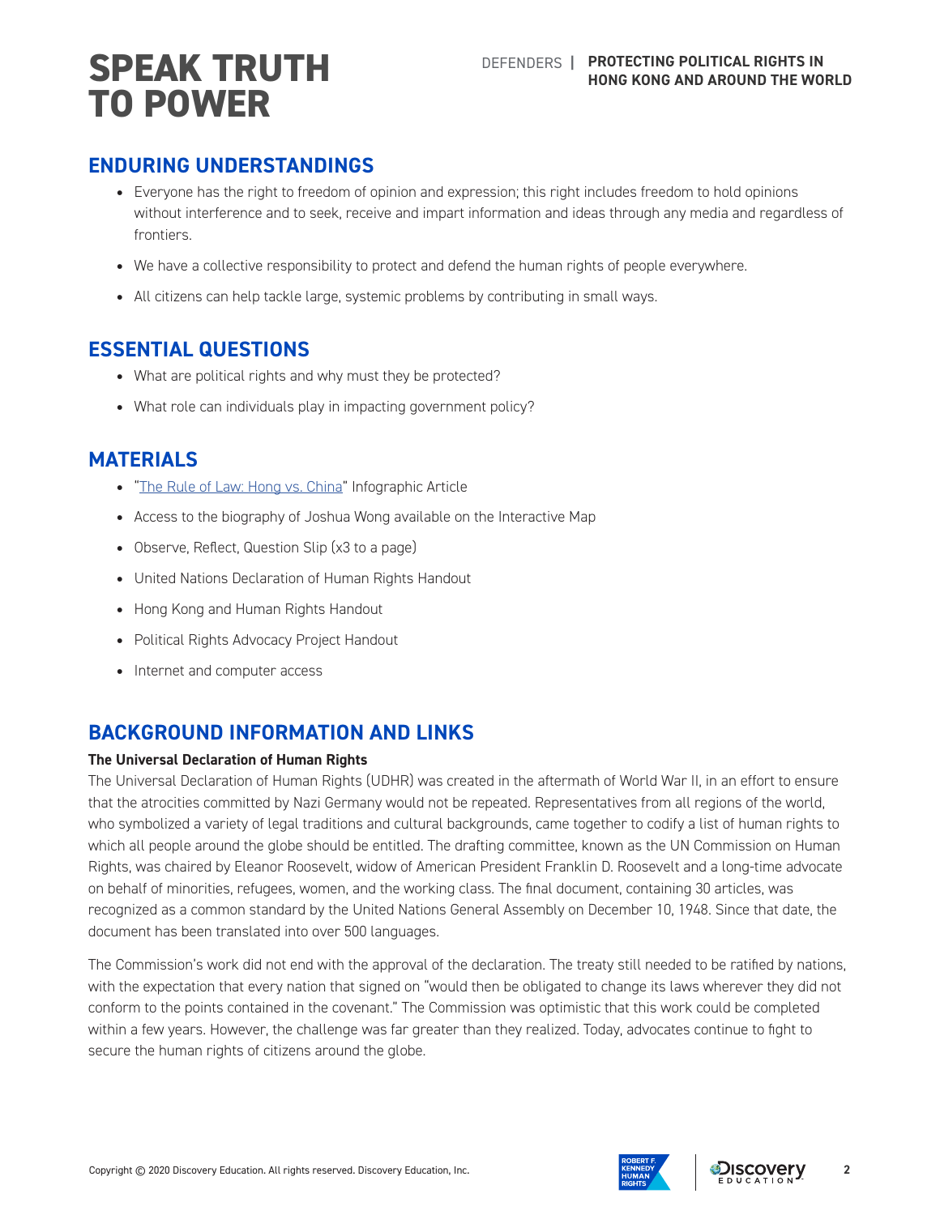## ENDURING UNDERSTANDINGS

- Everyone has the right to freedom of opinion and expression; this right includes freedom to hold opinions without interference and to seek, receive and impart information and ideas through any media and regardless of frontiers.
- We have a collective responsibility to protect and defend the human rights of people everywhere.
- All citizens can help tackle large, systemic problems by contributing in small ways.

## ESSENTIAL QUESTIONS

- What are political rights and why must they be protected?
- What role can individuals play in impacting government policy?

## MATERIALS

- "The Rule of Law: Hong vs. China" Infographic Article
- Access to the biography of Joshua Wong available on the Interactive Map
- Observe, Reflect, Question Slip (x3 to a page)
- United Nations Declaration of Human Rights Handout
- Hong Kong and Human Rights Handout
- Political Rights Advocacy Project Handout
- Internet and computer access

## BACKGROUND INFORMATION AND LINKS

**The Universal Declaration of Human Rights**

The Universal Declaration of Human Rights (UDHR) was created in the aftermath of World War II, in an effort to ensure that the atrocities committed by Nazi Germany would not be repeated. Representatives from all regions of the world, who symbolized a variety of legal traditions and cultural backgrounds, came together to codify a list of human rights to which all people around the globe should be entitled. The drafting committee, known as the UN Commission on Human Rights, was chaired by Eleanor Roosevelt, widow of American President Franklin D. Roosevelt and a long-time advocate on behalf of minorities, refugees, women, and the working class. The final document, containing 30 articles, was recognized as a common standard by the United Nations General Assembly on December 10, 1948. Since that date, the document has been translated into over 500 languages.

The Commission's work did not end with the approval of the declaration. The treaty still needed to be ratified by nations, with the expectation that every nation that signed on "would then be obligated to change its laws wherever they did not conform to the points contained in the covenant." The Commission was optimistic that this work could be completed within a few years. However, the challenge was far greater than they realized. Today, advocates continue to fight to secure the human rights of citizens around the globe.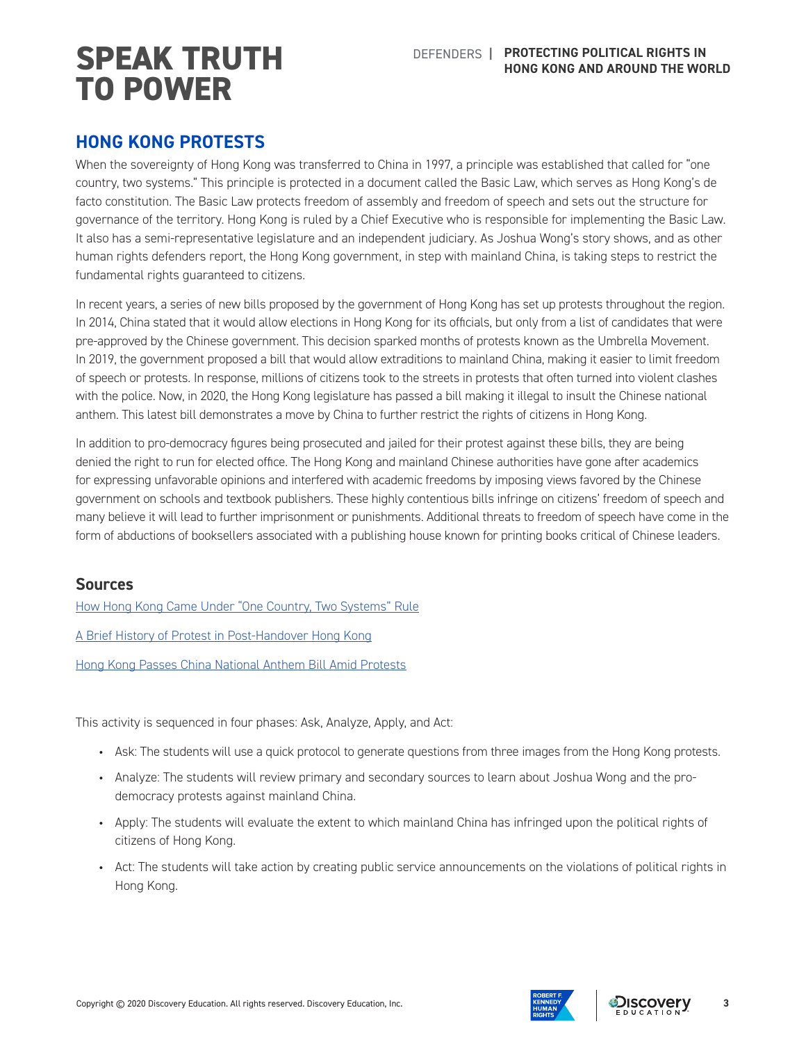## HONG KONG PROTESTS

When the sovereignty of Hong Kong was transferred to China in 1997, a principle was established that called for "one country, two systems." This principle is protected in a document called the Basic Law, which serves as Hong Kong's de facto constitution. The Basic Law protects freedom of assembly and freedom of speech and sets out the structure for governance of the territory. Hong Kong is ruled by a Chief Executive who is responsible for implementing the Basic Law. It also has a semi-representative legislature and an independent judiciary. As Joshua Wong's story shows, and as other human rights defenders report, the Hong Kong government, in step with mainland China, is taking steps to restrict the fundamental rights guaranteed to citizens.

In recent years, a series of new bills proposed by the government of Hong Kong has set up protests throughout the region. In 2014, China stated that it would allow elections in Hong Kong for its officials, but only from a list of candidates that were pre-approved by the Chinese government. This decision sparked months of protests known as the Umbrella Movement. In 2019, the government proposed a bill that would allow extraditions to mainland China, making it easier to limit freedom of speech or protests. In response, millions of citizens took to the streets in protests that often turned into violent clashes with the police. Now, in 2020, the Hong Kong legislature has passed a bill making it illegal to insult the Chinese national anthem. This latest bill demonstrates a move by China to further restrict the rights of citizens in Hong Kong.

In addition to pro-democracy figures being prosecuted and jailed for their protest against these bills, they are being denied the right to run for elected office. The Hong Kong and mainland Chinese authorities have gone after academics for expressing unfavorable opinions and interfered with academic freedoms by imposing views favored by the Chinese government on schools and textbook publishers. These highly contentious bills infringe on citizens' freedom of speech and many believe it will lead to further imprisonment or punishments. Additional threats to freedom of speech have come in the form of abductions of booksellers associated with a publishing house known for printing books critical of Chinese leaders.

### Sources

How Hong Kong Came Under "One Country, Two Systems" Rule

A Brief History of Protest in Post-Handover Hong Kong

Hong Kong Passes China National Anthem Bill Amid Protests

This activity is sequenced in four phases: Ask, Analyze, Apply, and Act:

- Ask: The students will use a quick protocol to generate questions from three images from the Hong Kong protests.
- Analyze: The students will review primary and secondary sources to learn about Joshua Wong and the pro-democracy protests against mainland China.
- Apply: The students will evaluate the extent to which mainland China has infringed upon the political rights of citizens of Hong Kong.
- Act: The students will take action by creating public service announcements on the violations of political rights in Hong Kong.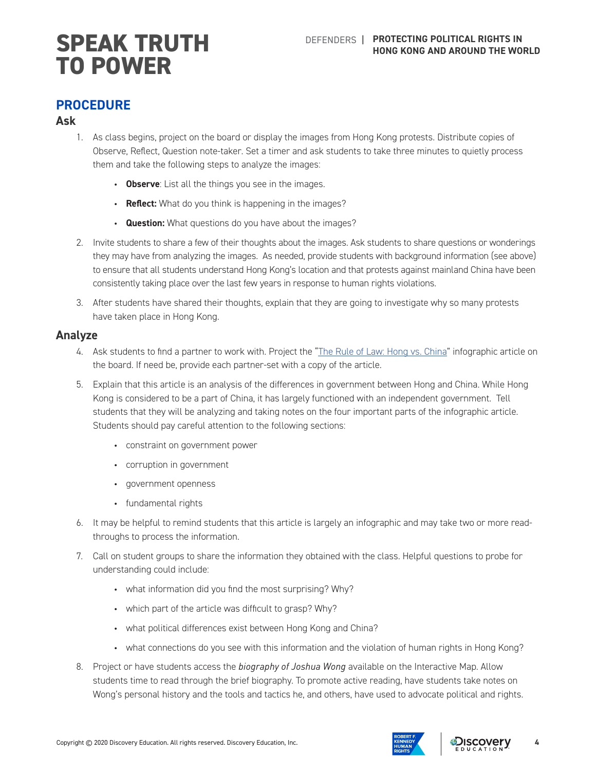## PROCEDURE

### Ask

1. As class begins, project on the board or display the images from Hong Kong protests. Distribute copies of Observe, Reflect, Question note-taker. Set a timer and ask students to take three minutes to quietly process them and take the following steps to analyze the images:
    - **Observe**: List all the things you see in the images.
    - **Reflect:** What do you think is happening in the images?
    - **Question:** What questions do you have about the images?
2. Invite students to share a few of their thoughts about the images. Ask students to share questions or wonderings they may have from analyzing the images. As needed, provide students with background information (see above) to ensure that all students understand Hong Kong's location and that protests against mainland China have been consistently taking place over the last few years in response to human rights violations.
3. After students have shared their thoughts, explain that they are going to investigate why so many protests have taken place in Hong Kong.

### Analyze

4. Ask students to find a partner to work with. Project the "The Rule of Law: Hong vs. China" infographic article on the board. If need be, provide each partner-set with a copy of the article.
5. Explain that this article is an analysis of the differences in government between Hong and China. While Hong Kong is considered to be a part of China, it has largely functioned with an independent government. Tell students that they will be analyzing and taking notes on the four important parts of the infographic article. Students should pay careful attention to the following sections:
    - constraint on government power
    - corruption in government
    - government openness
    - fundamental rights
6. It may be helpful to remind students that this article is largely an infographic and may take two or more read-throughs to process the information.
7. Call on student groups to share the information they obtained with the class. Helpful questions to probe for understanding could include:
    - what information did you find the most surprising? Why?
    - which part of the article was difficult to grasp? Why?
    - what political differences exist between Hong Kong and China?
    - what connections do you see with this information and the violation of human rights in Hong Kong?
8. Project or have students access the *biography of Joshua Wong* available on the Interactive Map. Allow students time to read through the brief biography. To promote active reading, have students take notes on Wong's personal history and the tools and tactics he, and others, have used to advocate political and rights.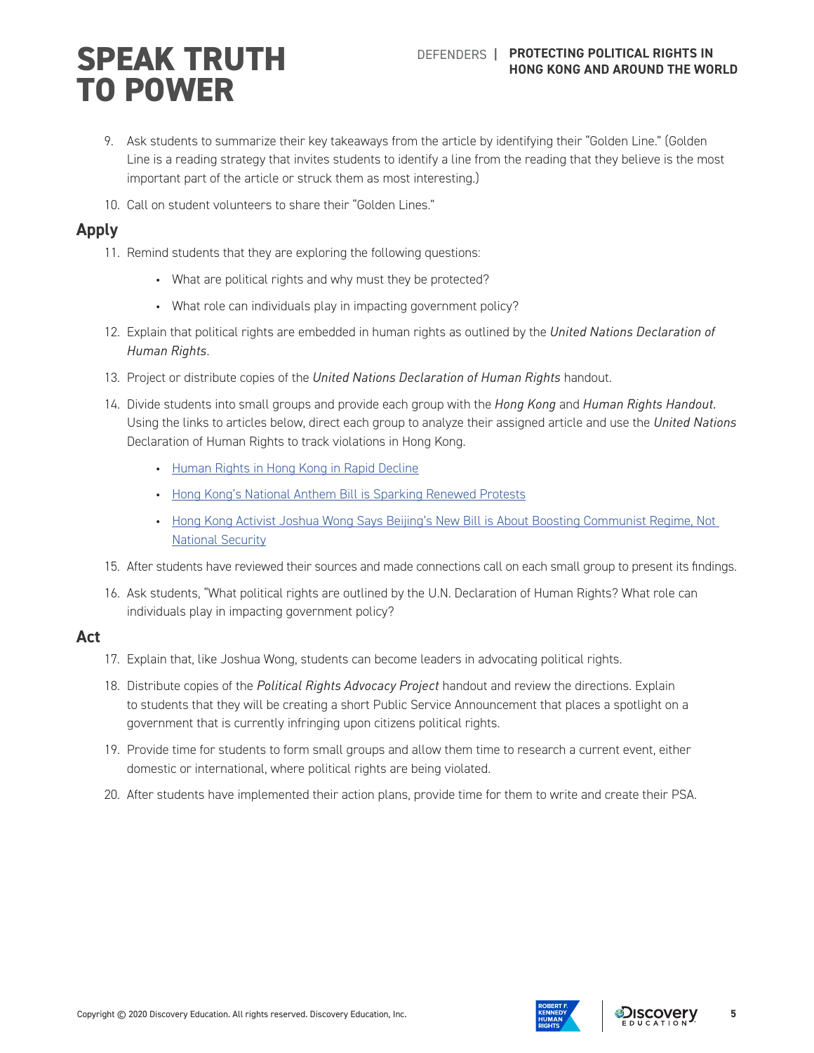9. Ask students to summarize their key takeaways from the article by identifying their "Golden Line." (Golden Line is a reading strategy that invites students to identify a line from the reading that they believe is the most important part of the article or struck them as most interesting.)
10. Call on student volunteers to share their "Golden Lines."

## Apply

11. Remind students that they are exploring the following questions:
    - What are political rights and why must they be protected?
    - What role can individuals play in impacting government policy?
12. Explain that political rights are embedded in human rights as outlined by the *United Nations Declaration of Human Rights*.
13. Project or distribute copies of the *United Nations Declaration of Human Rights* handout.
14. Divide students into small groups and provide each group with the *Hong Kong* and *Human Rights Handout.* Using the links to articles below, direct each group to analyze their assigned article and use the *United Nations* Declaration of Human Rights to track violations in Hong Kong.
    - Human Rights in Hong Kong in Rapid Decline
    - Hong Kong's National Anthem Bill is Sparking Renewed Protests
    - Hong Kong Activist Joshua Wong Says Beijing's New Bill is About Boosting Communist Regime, Not National Security
15. After students have reviewed their sources and made connections call on each small group to present its findings.
16. Ask students, "What political rights are outlined by the U.N. Declaration of Human Rights? What role can individuals play in impacting government policy?

## Act

17. Explain that, like Joshua Wong, students can become leaders in advocating political rights.
18. Distribute copies of the *Political Rights Advocacy Project* handout and review the directions. Explain to students that they will be creating a short Public Service Announcement that places a spotlight on a government that is currently infringing upon citizens political rights.
19. Provide time for students to form small groups and allow them time to research a current event, either domestic or international, where political rights are being violated.
20. After students have implemented their action plans, provide time for them to write and create their PSA.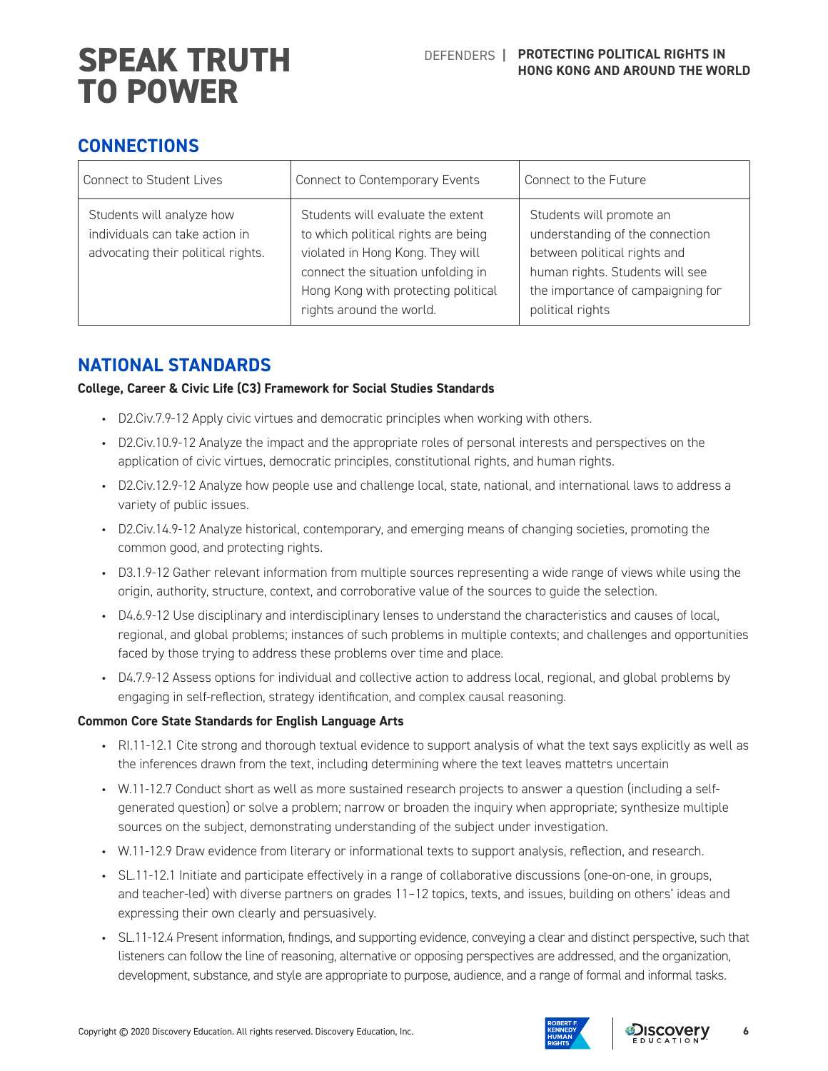## CONNECTIONS

| Connect to Student Lives | Connect to Contemporary Events | Connect to the Future |
|---|---|---|
| Students will analyze how individuals can take action in advocating their political rights. | Students will evaluate the extent to which political rights are being violated in Hong Kong. They will connect the situation unfolding in Hong Kong with protecting political rights around the world. | Students will promote an understanding of the connection between political rights and human rights. Students will see the importance of campaigning for political rights |

## NATIONAL STANDARDS

**College, Career & Civic Life (C3) Framework for Social Studies Standards**

- D2.Civ.7.9-12 Apply civic virtues and democratic principles when working with others.
- D2.Civ.10.9-12 Analyze the impact and the appropriate roles of personal interests and perspectives on the application of civic virtues, democratic principles, constitutional rights, and human rights.
- D2.Civ.12.9-12 Analyze how people use and challenge local, state, national, and international laws to address a variety of public issues.
- D2.Civ.14.9-12 Analyze historical, contemporary, and emerging means of changing societies, promoting the common good, and protecting rights.
- D3.1.9-12 Gather relevant information from multiple sources representing a wide range of views while using the origin, authority, structure, context, and corroborative value of the sources to guide the selection.
- D4.6.9-12 Use disciplinary and interdisciplinary lenses to understand the characteristics and causes of local, regional, and global problems; instances of such problems in multiple contexts; and challenges and opportunities faced by those trying to address these problems over time and place.
- D4.7.9-12 Assess options for individual and collective action to address local, regional, and global problems by engaging in self-reflection, strategy identification, and complex causal reasoning.

**Common Core State Standards for English Language Arts**

- RI.11-12.1 Cite strong and thorough textual evidence to support analysis of what the text says explicitly as well as the inferences drawn from the text, including determining where the text leaves mattetrs uncertain
- W.11-12.7 Conduct short as well as more sustained research projects to answer a question (including a self-generated question) or solve a problem; narrow or broaden the inquiry when appropriate; synthesize multiple sources on the subject, demonstrating understanding of the subject under investigation.
- W.11-12.9 Draw evidence from literary or informational texts to support analysis, reflection, and research.
- SL.11-12.1 Initiate and participate effectively in a range of collaborative discussions (one-on-one, in groups, and teacher-led) with diverse partners on grades 11–12 topics, texts, and issues, building on others' ideas and expressing their own clearly and persuasively.
- SL.11-12.4 Present information, findings, and supporting evidence, conveying a clear and distinct perspective, such that listeners can follow the line of reasoning, alternative or opposing perspectives are addressed, and the organization, development, substance, and style are appropriate to purpose, audience, and a range of formal and informal tasks.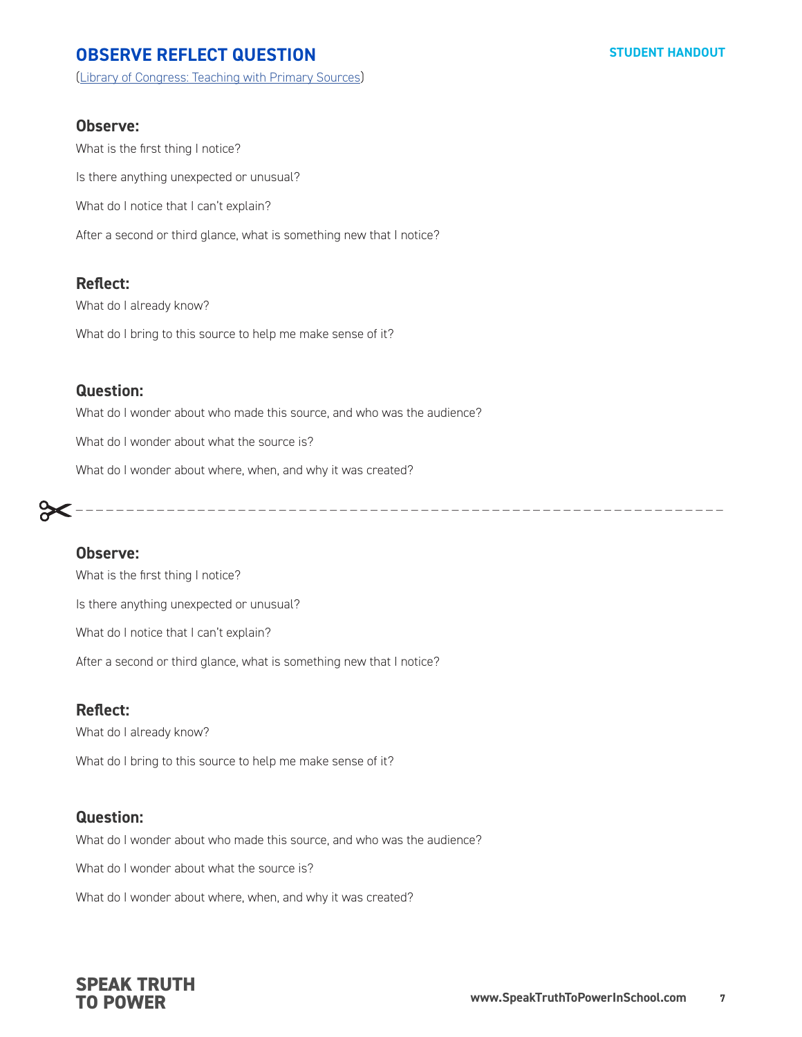# OBSERVE REFLECT QUESTION

STUDENT HANDOUT

(Library of Congress: Teaching with Primary Sources)

### Observe:

What is the first thing I notice?

Is there anything unexpected or unusual?

What do I notice that I can't explain?

After a second or third glance, what is something new that I notice?

### Reflect:

What do I already know?

What do I bring to this source to help me make sense of it?

### Question:

What do I wonder about who made this source, and who was the audience?

What do I wonder about what the source is?

What do I wonder about where, when, and why it was created?

---

### Observe:

What is the first thing I notice?

Is there anything unexpected or unusual?

What do I notice that I can't explain?

After a second or third glance, what is something new that I notice?

### Reflect:

What do I already know?

What do I bring to this source to help me make sense of it?

### Question:

What do I wonder about who made this source, and who was the audience?

What do I wonder about what the source is?

What do I wonder about where, when, and why it was created?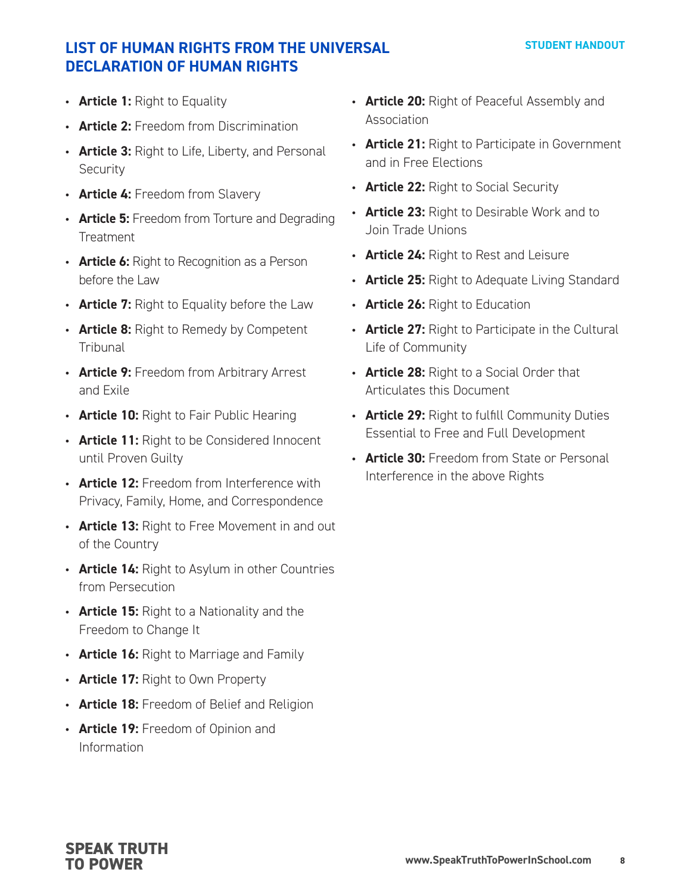## LIST OF HUMAN RIGHTS FROM THE UNIVERSAL DECLARATION OF HUMAN RIGHTS

STUDENT HANDOUT

- **Article 1:** Right to Equality
- **Article 2:** Freedom from Discrimination
- **Article 3:** Right to Life, Liberty, and Personal Security
- **Article 4:** Freedom from Slavery
- **Article 5:** Freedom from Torture and Degrading Treatment
- **Article 6:** Right to Recognition as a Person before the Law
- **Article 7:** Right to Equality before the Law
- **Article 8:** Right to Remedy by Competent Tribunal
- **Article 9:** Freedom from Arbitrary Arrest and Exile
- **Article 10:** Right to Fair Public Hearing
- **Article 11:** Right to be Considered Innocent until Proven Guilty
- **Article 12:** Freedom from Interference with Privacy, Family, Home, and Correspondence
- **Article 13:** Right to Free Movement in and out of the Country
- **Article 14:** Right to Asylum in other Countries from Persecution
- **Article 15:** Right to a Nationality and the Freedom to Change It
- **Article 16:** Right to Marriage and Family
- **Article 17:** Right to Own Property
- **Article 18:** Freedom of Belief and Religion
- **Article 19:** Freedom of Opinion and Information
- **Article 20:** Right of Peaceful Assembly and Association
- **Article 21:** Right to Participate in Government and in Free Elections
- **Article 22:** Right to Social Security
- **Article 23:** Right to Desirable Work and to Join Trade Unions
- **Article 24:** Right to Rest and Leisure
- **Article 25:** Right to Adequate Living Standard
- **Article 26:** Right to Education
- **Article 27:** Right to Participate in the Cultural Life of Community
- **Article 28:** Right to a Social Order that Articulates this Document
- **Article 29:** Right to fulfill Community Duties Essential to Free and Full Development
- **Article 30:** Freedom from State or Personal Interference in the above Rights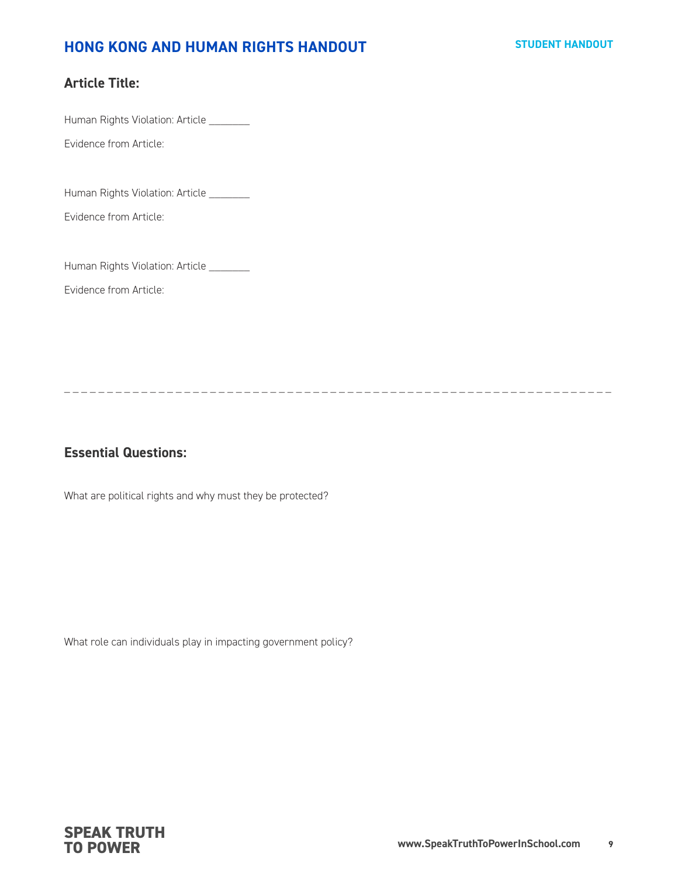# HONG KONG AND HUMAN RIGHTS HANDOUT

STUDENT HANDOUT

## Article Title:

Human Rights Violation: Article ________

Evidence from Article:

Human Rights Violation: Article ________

Evidence from Article:

Human Rights Violation: Article ________

Evidence from Article:

---

## Essential Questions:

What are political rights and why must they be protected?

What role can individuals play in impacting government policy?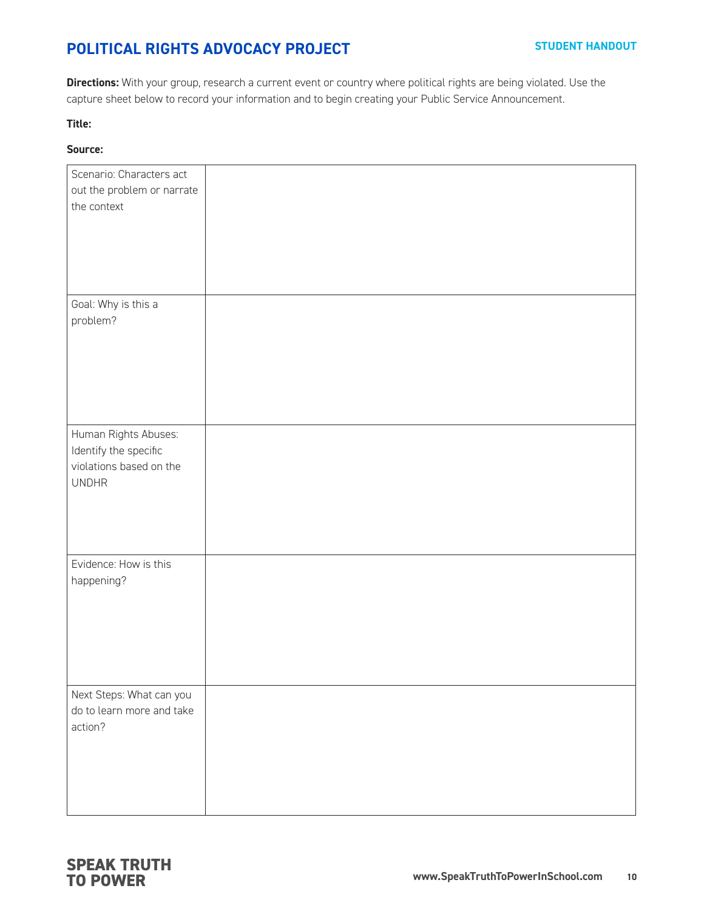# POLITICAL RIGHTS ADVOCACY PROJECT

**STUDENT HANDOUT**

**Directions:** With your group, research a current event or country where political rights are being violated. Use the capture sheet below to record your information and to begin creating your Public Service Announcement.

**Title:**

**Source:**

| | |
|---|---|
| Scenario: Characters act out the problem or narrate the context | |
| Goal: Why is this a problem? | |
| Human Rights Abuses: Identify the specific violations based on the UNDHR | |
| Evidence: How is this happening? | |
| Next Steps: What can you do to learn more and take action? | |

**SPEAK TRUTH TO POWER**

www.SpeakTruthToPowerInSchool.com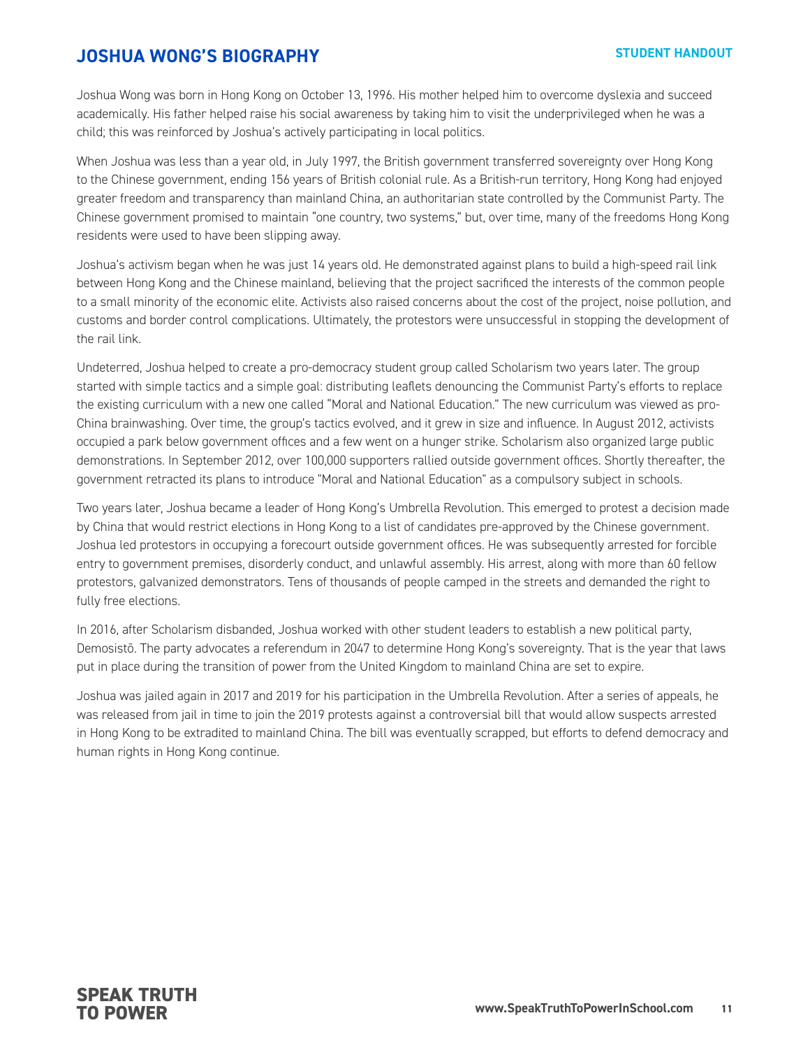# JOSHUA WONG'S BIOGRAPHY

STUDENT HANDOUT

Joshua Wong was born in Hong Kong on October 13, 1996. His mother helped him to overcome dyslexia and succeed academically. His father helped raise his social awareness by taking him to visit the underprivileged when he was a child; this was reinforced by Joshua's actively participating in local politics.

When Joshua was less than a year old, in July 1997, the British government transferred sovereignty over Hong Kong to the Chinese government, ending 156 years of British colonial rule. As a British-run territory, Hong Kong had enjoyed greater freedom and transparency than mainland China, an authoritarian state controlled by the Communist Party. The Chinese government promised to maintain "one country, two systems," but, over time, many of the freedoms Hong Kong residents were used to have been slipping away.

Joshua's activism began when he was just 14 years old. He demonstrated against plans to build a high-speed rail link between Hong Kong and the Chinese mainland, believing that the project sacrificed the interests of the common people to a small minority of the economic elite. Activists also raised concerns about the cost of the project, noise pollution, and customs and border control complications. Ultimately, the protestors were unsuccessful in stopping the development of the rail link.

Undeterred, Joshua helped to create a pro-democracy student group called Scholarism two years later. The group started with simple tactics and a simple goal: distributing leaflets denouncing the Communist Party's efforts to replace the existing curriculum with a new one called "Moral and National Education." The new curriculum was viewed as pro-China brainwashing. Over time, the group's tactics evolved, and it grew in size and influence. In August 2012, activists occupied a park below government offices and a few went on a hunger strike. Scholarism also organized large public demonstrations. In September 2012, over 100,000 supporters rallied outside government offices. Shortly thereafter, the government retracted its plans to introduce "Moral and National Education" as a compulsory subject in schools.

Two years later, Joshua became a leader of Hong Kong's Umbrella Revolution. This emerged to protest a decision made by China that would restrict elections in Hong Kong to a list of candidates pre-approved by the Chinese government. Joshua led protestors in occupying a forecourt outside government offices. He was subsequently arrested for forcible entry to government premises, disorderly conduct, and unlawful assembly. His arrest, along with more than 60 fellow protestors, galvanized demonstrators. Tens of thousands of people camped in the streets and demanded the right to fully free elections.

In 2016, after Scholarism disbanded, Joshua worked with other student leaders to establish a new political party, Demosistō. The party advocates a referendum in 2047 to determine Hong Kong's sovereignty. That is the year that laws put in place during the transition of power from the United Kingdom to mainland China are set to expire.

Joshua was jailed again in 2017 and 2019 for his participation in the Umbrella Revolution. After a series of appeals, he was released from jail in time to join the 2019 protests against a controversial bill that would allow suspects arrested in Hong Kong to be extradited to mainland China. The bill was eventually scrapped, but efforts to defend democracy and human rights in Hong Kong continue.